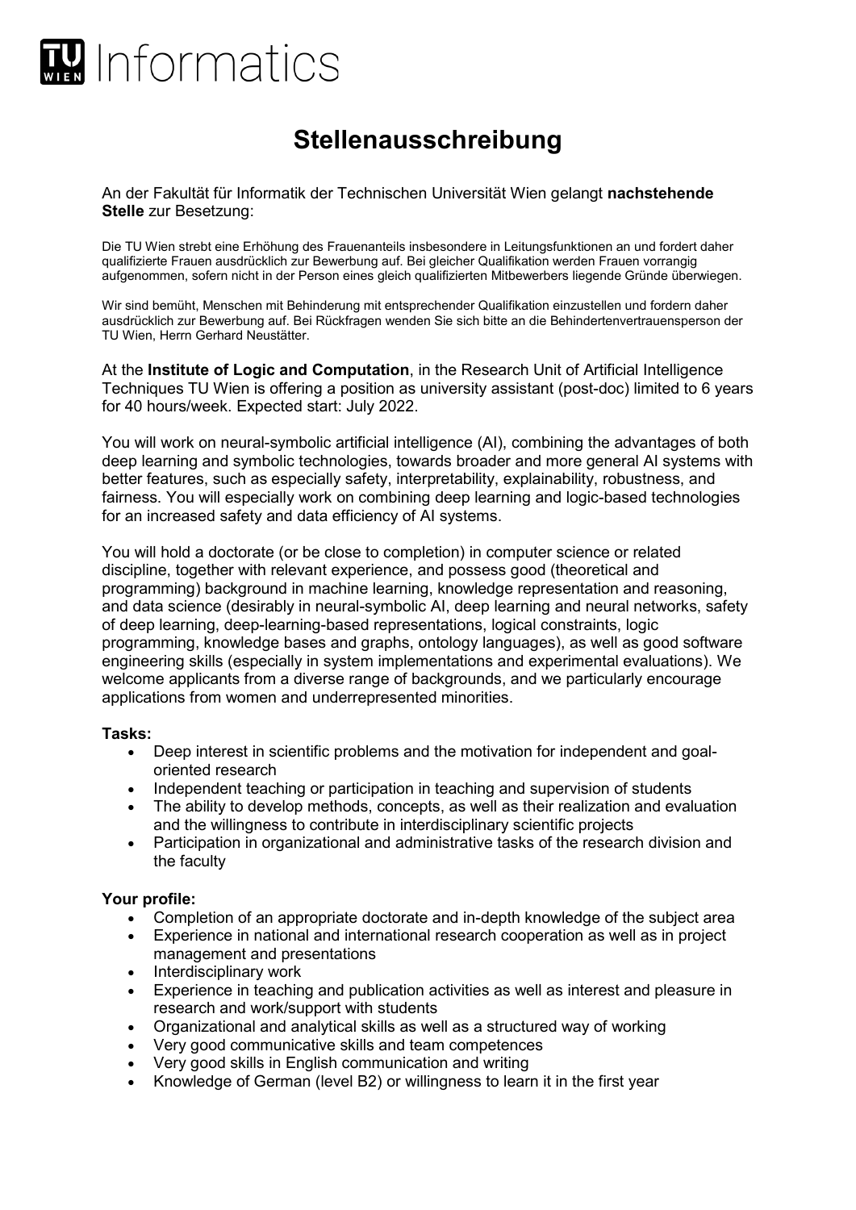# Informatics

## Stellenausschreibung

An der Fakultät für Informatik der Technischen Universität Wien gelangt **nachstehende Stelle** zur Besetzung:

Die TU Wien strebt eine Erhöhung des Frauenanteils insbesondere in Leitungsfunktionen an und fordert daher qualifizierte Frauen ausdrücklich zur Bewerbung auf. Bei gleicher Qualifikation werden Frauen vorrangig aufgenommen, sofern nicht in der Person eines gleich qualifizierten Mitbewerbers liegende Gründe überwiegen.

Wir sind bemüht, Menschen mit Behinderung mit entsprechender Qualifikation einzustellen und fordern daher ausdrücklich zur Bewerbung auf. Bei Rückfragen wenden Sie sich bitte an die Behindertenvertrauensperson der TU Wien, Herrn Gerhard Neustätter.

At the **Institute of Logic and Computation**, in the Research Unit of Artificial Intelligence Techniques TU Wien is offering a position as university assistant (post-doc) limited to 6 years for 40 hours/week. Expected start: July 2022.

You will work on neural-symbolic artificial intelligence (AI), combining the advantages of both deep learning and symbolic technologies, towards broader and more general AI systems with better features, such as especially safety, interpretability, explainability, robustness, and fairness. You will especially work on combining deep learning and logic-based technologies for an increased safety and data efficiency of AI systems.

You will hold a doctorate (or be close to completion) in computer science or related discipline, together with relevant experience, and possess good (theoretical and programming) background in machine learning, knowledge representation and reasoning, and data science (desirably in neural-symbolic AI, deep learning and neural networks, safety of deep learning, deep-learning-based representations, logical constraints, logic programming, knowledge bases and graphs, ontology languages), as well as good software engineering skills (especially in system implementations and experimental evaluations). We welcome applicants from a diverse range of backgrounds, and we particularly encourage applications from women and underrepresented minorities.

**Tasks:**

- Deep interest in scientific problems and the motivation for independent and goal-oriented research
- Independent teaching or participation in teaching and supervision of students
- The ability to develop methods, concepts, as well as their realization and evaluation and the willingness to contribute in interdisciplinary scientific projects
- Participation in organizational and administrative tasks of the research division and the faculty

**Your profile:**

- Completion of an appropriate doctorate and in-depth knowledge of the subject area
- Experience in national and international research cooperation as well as in project management and presentations
- Interdisciplinary work
- Experience in teaching and publication activities as well as interest and pleasure in research and work/support with students
- Organizational and analytical skills as well as a structured way of working
- Very good communicative skills and team competences
- Very good skills in English communication and writing
- Knowledge of German (level B2) or willingness to learn it in the first year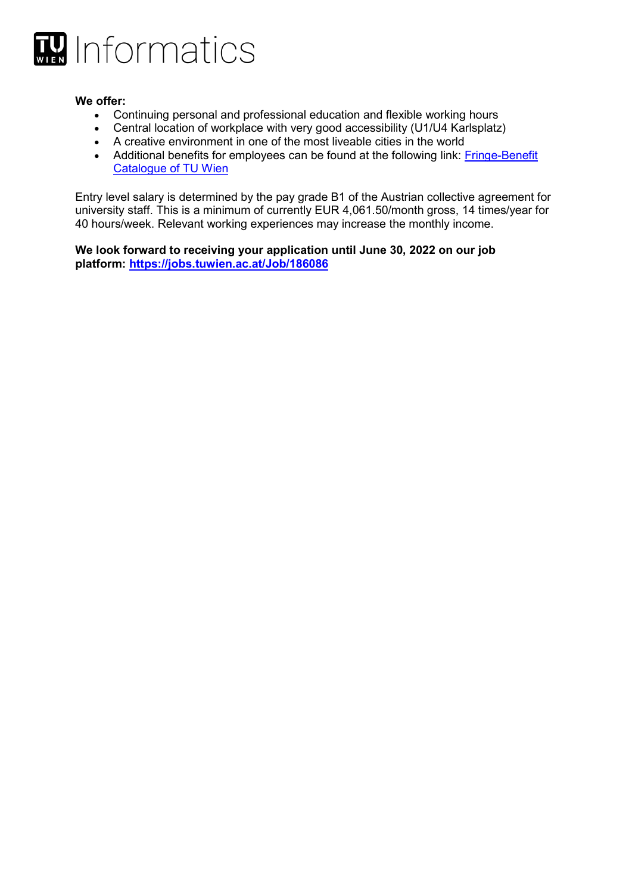**We offer:**

- Continuing personal and professional education and flexible working hours
- Central location of workplace with very good accessibility (U1/U4 Karlsplatz)
- A creative environment in one of the most liveable cities in the world
- Additional benefits for employees can be found at the following link: Fringe-Benefit Catalogue of TU Wien

Entry level salary is determined by the pay grade B1 of the Austrian collective agreement for university staff. This is a minimum of currently EUR 4,061.50/month gross, 14 times/year for 40 hours/week. Relevant working experiences may increase the monthly income.

**We look forward to receiving your application until June 30, 2022 on our job platform: https://jobs.tuwien.ac.at/Job/186086**